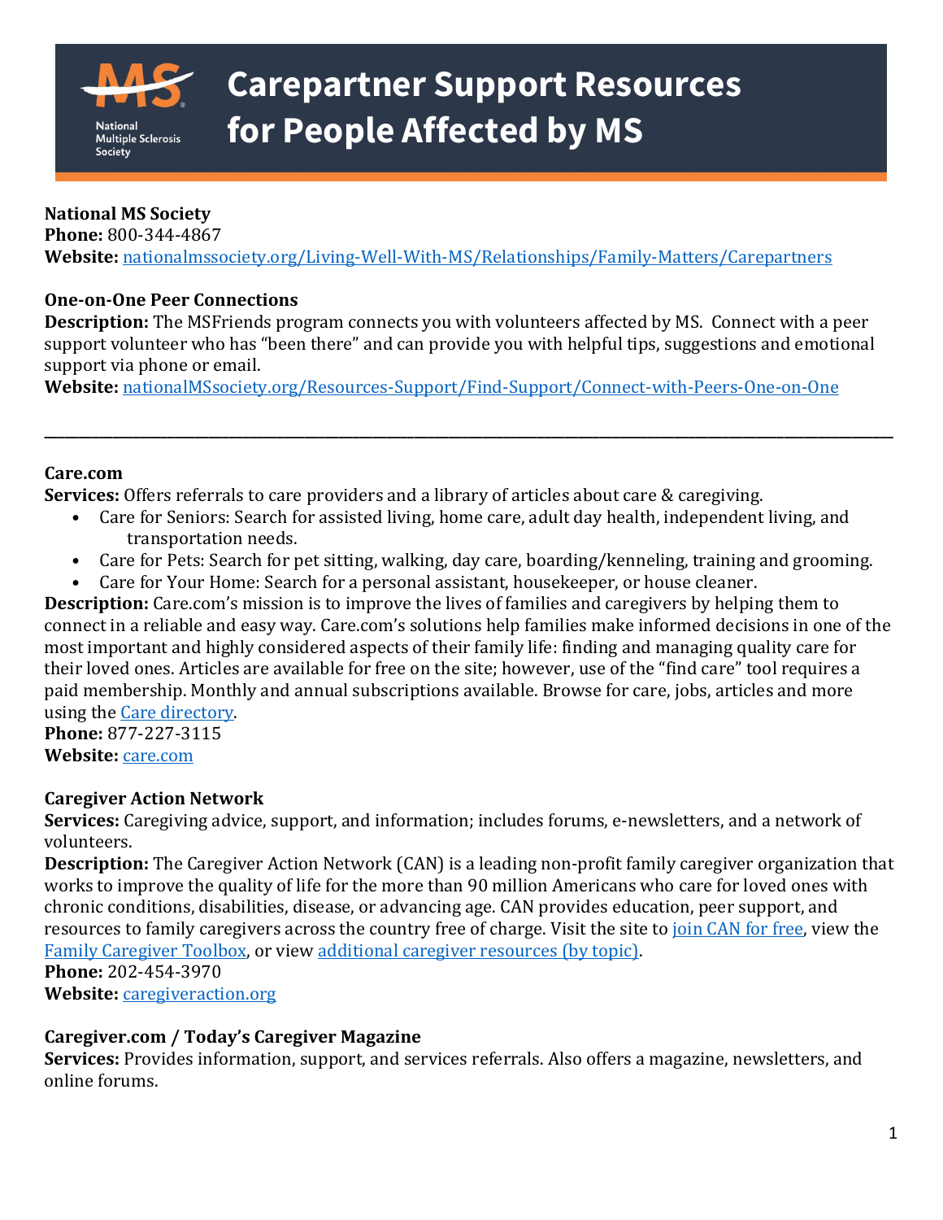# Carepartner Support Resources for People Affected by MS

**National MS Society**
**Phone:** 800-344-4867
**Website:** [nationalmssociety.org/Living-Well-With-MS/Relationships/Family-Matters/Carepartners](nationalmssociety.org/Living-Well-With-MS/Relationships/Family-Matters/Carepartners)

**One-on-One Peer Connections**
**Description:** The MSFriends program connects you with volunteers affected by MS. Connect with a peer support volunteer who has "been there" and can provide you with helpful tips, suggestions and emotional support via phone or email.
**Website:** [nationalMSsociety.org/Resources-Support/Find-Support/Connect-with-Peers-One-on-One](nationalMSsociety.org/Resources-Support/Find-Support/Connect-with-Peers-One-on-One)

---

**Care.com**
**Services:** Offers referrals to care providers and a library of articles about care & caregiving.

- Care for Seniors: Search for assisted living, home care, adult day health, independent living, and transportation needs.
- Care for Pets: Search for pet sitting, walking, day care, boarding/kenneling, training and grooming.
- Care for Your Home: Search for a personal assistant, housekeeper, or house cleaner.

**Description:** Care.com's mission is to improve the lives of families and caregivers by helping them to connect in a reliable and easy way. Care.com's solutions help families make informed decisions in one of the most important and highly considered aspects of their family life: finding and managing quality care for their loved ones. Articles are available for free on the site; however, use of the "find care" tool requires a paid membership. Monthly and annual subscriptions available. Browse for care, jobs, articles and more using the Care directory.
**Phone:** 877-227-3115
**Website:** [care.com](care.com)

**Caregiver Action Network**
**Services:** Caregiving advice, support, and information; includes forums, e-newsletters, and a network of volunteers.
**Description:** The Caregiver Action Network (CAN) is a leading non-profit family caregiver organization that works to improve the quality of life for the more than 90 million Americans who care for loved ones with chronic conditions, disabilities, disease, or advancing age. CAN provides education, peer support, and resources to family caregivers across the country free of charge. Visit the site to join CAN for free, view the Family Caregiver Toolbox, or view additional caregiver resources (by topic).
**Phone:** 202-454-3970
**Website:** [caregiveraction.org](caregiveraction.org)

**Caregiver.com / Today's Caregiver Magazine**
**Services:** Provides information, support, and services referrals. Also offers a magazine, newsletters, and online forums.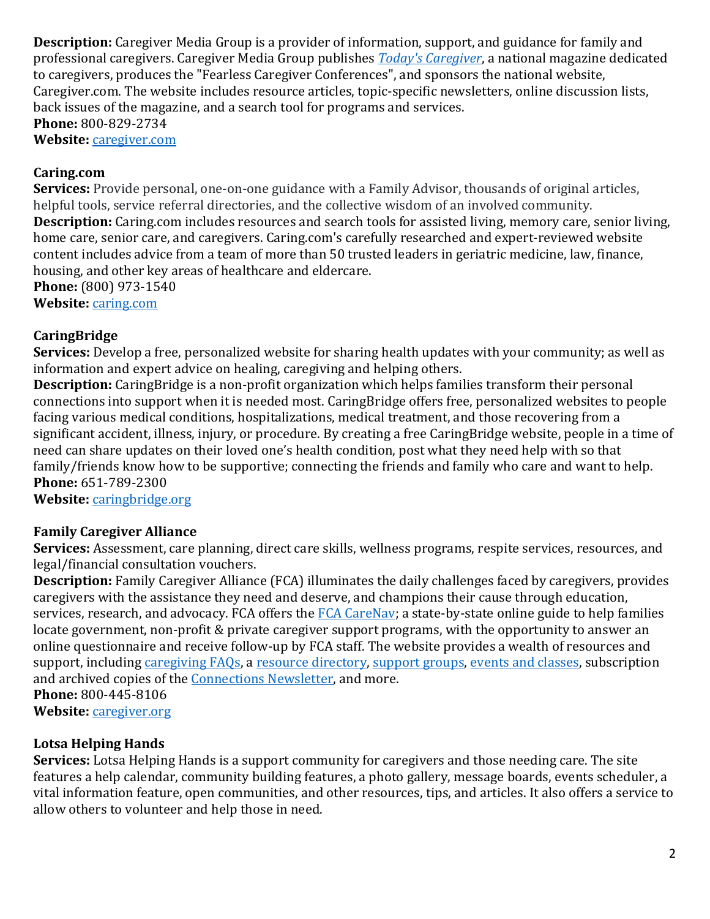**Description:** Caregiver Media Group is a provider of information, support, and guidance for family and professional caregivers. Caregiver Media Group publishes *Today's Caregiver*, a national magazine dedicated to caregivers, produces the "Fearless Caregiver Conferences", and sponsors the national website, Caregiver.com. The website includes resource articles, topic-specific newsletters, online discussion lists, back issues of the magazine, and a search tool for programs and services.
**Phone:** 800-829-2734
**Website:** caregiver.com

### Caring.com

**Services:** Provide personal, one-on-one guidance with a Family Advisor, thousands of original articles, helpful tools, service referral directories, and the collective wisdom of an involved community.
**Description:** Caring.com includes resources and search tools for assisted living, memory care, senior living, home care, senior care, and caregivers. Caring.com's carefully researched and expert-reviewed website content includes advice from a team of more than 50 trusted leaders in geriatric medicine, law, finance, housing, and other key areas of healthcare and eldercare.
**Phone:** (800) 973-1540
**Website:** caring.com

### CaringBridge

**Services:** Develop a free, personalized website for sharing health updates with your community; as well as information and expert advice on healing, caregiving and helping others.
**Description:** CaringBridge is a non-profit organization which helps families transform their personal connections into support when it is needed most. CaringBridge offers free, personalized websites to people facing various medical conditions, hospitalizations, medical treatment, and those recovering from a significant accident, illness, injury, or procedure. By creating a free CaringBridge website, people in a time of need can share updates on their loved one's health condition, post what they need help with so that family/friends know how to be supportive; connecting the friends and family who care and want to help.
**Phone:** 651-789-2300
**Website:** caringbridge.org

### Family Caregiver Alliance

**Services:** Assessment, care planning, direct care skills, wellness programs, respite services, resources, and legal/financial consultation vouchers.
**Description:** Family Caregiver Alliance (FCA) illuminates the daily challenges faced by caregivers, provides caregivers with the assistance they need and deserve, and champions their cause through education, services, research, and advocacy. FCA offers the FCA CareNav; a state-by-state online guide to help families locate government, non-profit & private caregiver support programs, with the opportunity to answer an online questionnaire and receive follow-up by FCA staff. The website provides a wealth of resources and support, including caregiving FAQs, a resource directory, support groups, events and classes, subscription and archived copies of the Connections Newsletter, and more.
**Phone:** 800-445-8106
**Website:** caregiver.org

### Lotsa Helping Hands

**Services:** Lotsa Helping Hands is a support community for caregivers and those needing care. The site features a help calendar, community building features, a photo gallery, message boards, events scheduler, a vital information feature, open communities, and other resources, tips, and articles. It also offers a service to allow others to volunteer and help those in need.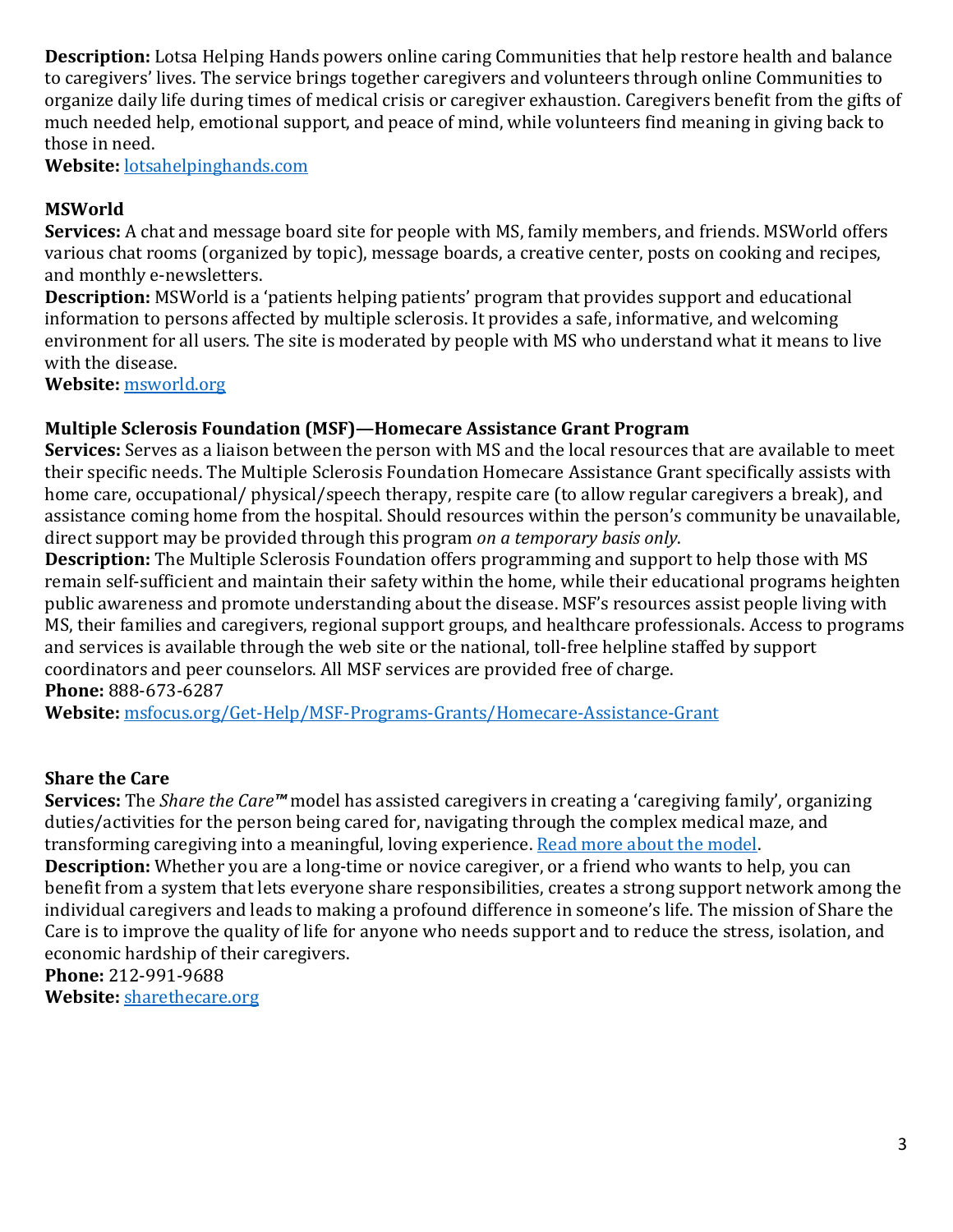**Description:** Lotsa Helping Hands powers online caring Communities that help restore health and balance to caregivers' lives. The service brings together caregivers and volunteers through online Communities to organize daily life during times of medical crisis or caregiver exhaustion. Caregivers benefit from the gifts of much needed help, emotional support, and peace of mind, while volunteers find meaning in giving back to those in need.
**Website:** [lotsahelpinghands.com](lotsahelpinghands.com)

### MSWorld

**Services:** A chat and message board site for people with MS, family members, and friends. MSWorld offers various chat rooms (organized by topic), message boards, a creative center, posts on cooking and recipes, and monthly e-newsletters.
**Description:** MSWorld is a 'patients helping patients' program that provides support and educational information to persons affected by multiple sclerosis. It provides a safe, informative, and welcoming environment for all users. The site is moderated by people with MS who understand what it means to live with the disease.
**Website:** [msworld.org](msworld.org)

### Multiple Sclerosis Foundation (MSF)—Homecare Assistance Grant Program

**Services:** Serves as a liaison between the person with MS and the local resources that are available to meet their specific needs. The Multiple Sclerosis Foundation Homecare Assistance Grant specifically assists with home care, occupational/ physical/speech therapy, respite care (to allow regular caregivers a break), and assistance coming home from the hospital. Should resources within the person's community be unavailable, direct support may be provided through this program *on a temporary basis only*.
**Description:** The Multiple Sclerosis Foundation offers programming and support to help those with MS remain self-sufficient and maintain their safety within the home, while their educational programs heighten public awareness and promote understanding about the disease. MSF's resources assist people living with MS, their families and caregivers, regional support groups, and healthcare professionals. Access to programs and services is available through the web site or the national, toll-free helpline staffed by support coordinators and peer counselors. All MSF services are provided free of charge.
**Phone:** 888-673-6287
**Website:** [msfocus.org/Get-Help/MSF-Programs-Grants/Homecare-Assistance-Grant](msfocus.org/Get-Help/MSF-Programs-Grants/Homecare-Assistance-Grant)

### Share the Care

**Services:** The *Share the Care™* model has assisted caregivers in creating a 'caregiving family', organizing duties/activities for the person being cared for, navigating through the complex medical maze, and transforming caregiving into a meaningful, loving experience. Read more about the model.
**Description:** Whether you are a long-time or novice caregiver, or a friend who wants to help, you can benefit from a system that lets everyone share responsibilities, creates a strong support network among the individual caregivers and leads to making a profound difference in someone's life. The mission of Share the Care is to improve the quality of life for anyone who needs support and to reduce the stress, isolation, and economic hardship of their caregivers.
**Phone:** 212-991-9688
**Website:** [sharethecare.org](sharethecare.org)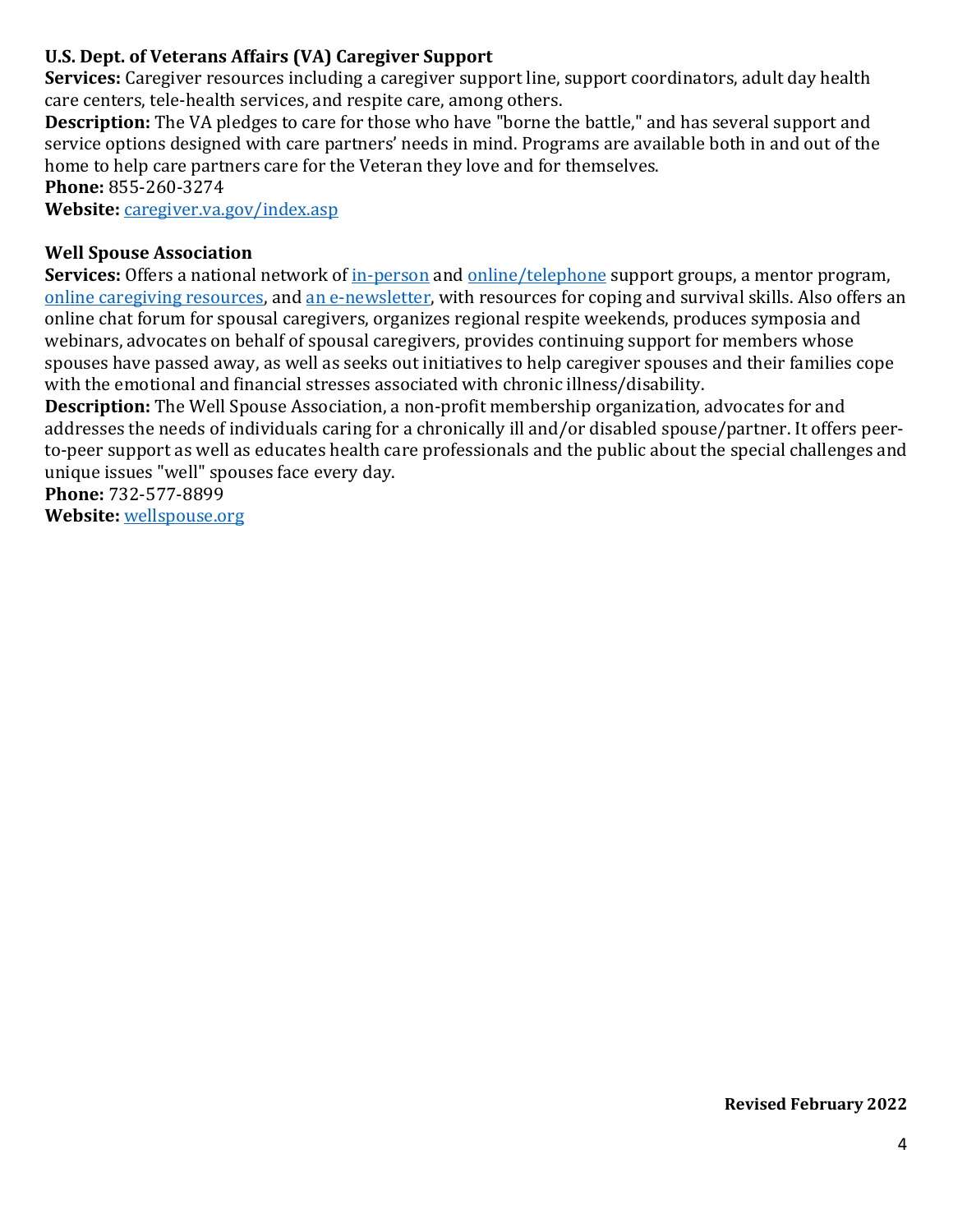**U.S. Dept. of Veterans Affairs (VA) Caregiver Support**
**Services:** Caregiver resources including a caregiver support line, support coordinators, adult day health care centers, tele-health services, and respite care, among others.
**Description:** The VA pledges to care for those who have "borne the battle," and has several support and service options designed with care partners' needs in mind. Programs are available both in and out of the home to help care partners care for the Veteran they love and for themselves.
**Phone:** 855-260-3274
**Website:** caregiver.va.gov/index.asp

**Well Spouse Association**
**Services:** Offers a national network of in-person and online/telephone support groups, a mentor program, online caregiving resources, and an e-newsletter, with resources for coping and survival skills. Also offers an online chat forum for spousal caregivers, organizes regional respite weekends, produces symposia and webinars, advocates on behalf of spousal caregivers, provides continuing support for members whose spouses have passed away, as well as seeks out initiatives to help caregiver spouses and their families cope with the emotional and financial stresses associated with chronic illness/disability.
**Description:** The Well Spouse Association, a non-profit membership organization, advocates for and addresses the needs of individuals caring for a chronically ill and/or disabled spouse/partner. It offers peer-to-peer support as well as educates health care professionals and the public about the special challenges and unique issues "well" spouses face every day.
**Phone:** 732-577-8899
**Website:** wellspouse.org

**Revised February 2022**